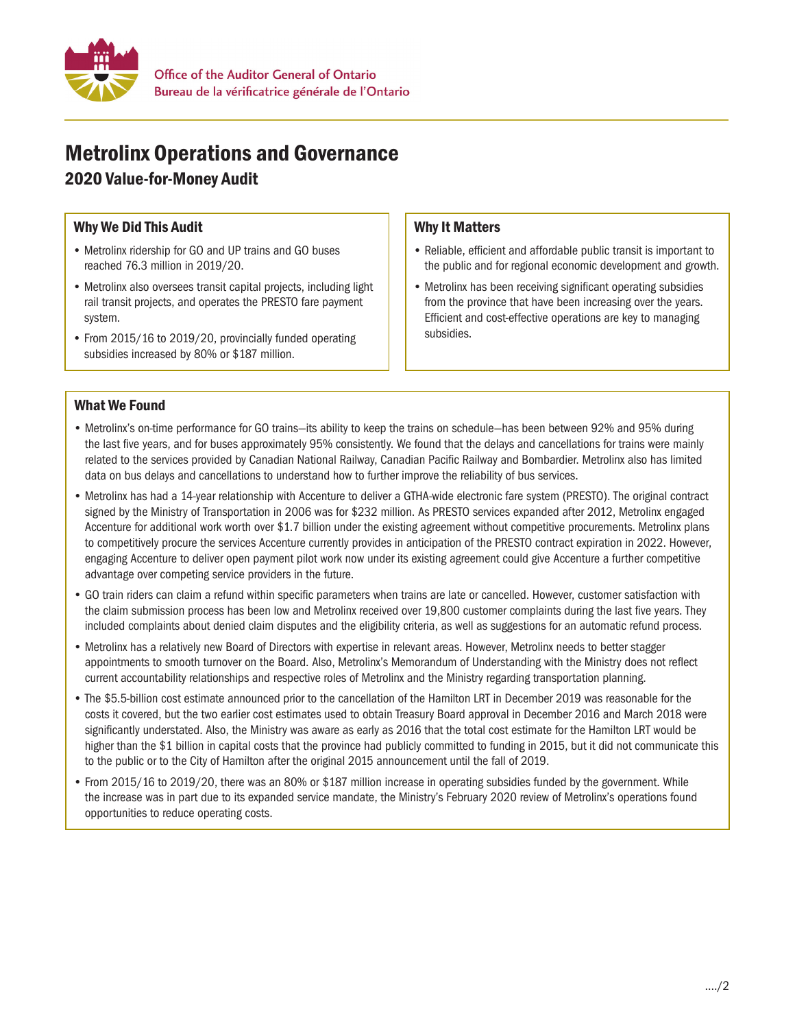Office of the Auditor General of Ontario
Bureau de la vérificatrice générale de l'Ontario

# Metrolinx Operations and Governance

## 2020 Value-for-Money Audit

### Why We Did This Audit

- Metrolinx ridership for GO and UP trains and GO buses reached 76.3 million in 2019/20.
- Metrolinx also oversees transit capital projects, including light rail transit projects, and operates the PRESTO fare payment system.
- From 2015/16 to 2019/20, provincially funded operating subsidies increased by 80% or $187 million.

### Why It Matters

- Reliable, efficient and affordable public transit is important to the public and for regional economic development and growth.
- Metrolinx has been receiving significant operating subsidies from the province that have been increasing over the years. Efficient and cost-effective operations are key to managing subsidies.

### What We Found

- Metrolinx's on-time performance for GO trains—its ability to keep the trains on schedule—has been between 92% and 95% during the last five years, and for buses approximately 95% consistently. We found that the delays and cancellations for trains were mainly related to the services provided by Canadian National Railway, Canadian Pacific Railway and Bombardier. Metrolinx also has limited data on bus delays and cancellations to understand how to further improve the reliability of bus services.
- Metrolinx has had a 14-year relationship with Accenture to deliver a GTHA-wide electronic fare system (PRESTO). The original contract signed by the Ministry of Transportation in 2006 was for $232 million. As PRESTO services expanded after 2012, Metrolinx engaged Accenture for additional work worth over $1.7 billion under the existing agreement without competitive procurements. Metrolinx plans to competitively procure the services Accenture currently provides in anticipation of the PRESTO contract expiration in 2022. However, engaging Accenture to deliver open payment pilot work now under its existing agreement could give Accenture a further competitive advantage over competing service providers in the future.
- GO train riders can claim a refund within specific parameters when trains are late or cancelled. However, customer satisfaction with the claim submission process has been low and Metrolinx received over 19,800 customer complaints during the last five years. They included complaints about denied claim disputes and the eligibility criteria, as well as suggestions for an automatic refund process.
- Metrolinx has a relatively new Board of Directors with expertise in relevant areas. However, Metrolinx needs to better stagger appointments to smooth turnover on the Board. Also, Metrolinx's Memorandum of Understanding with the Ministry does not reflect current accountability relationships and respective roles of Metrolinx and the Ministry regarding transportation planning.
- The $5.5-billion cost estimate announced prior to the cancellation of the Hamilton LRT in December 2019 was reasonable for the costs it covered, but the two earlier cost estimates used to obtain Treasury Board approval in December 2016 and March 2018 were significantly understated. Also, the Ministry was aware as early as 2016 that the total cost estimate for the Hamilton LRT would be higher than the $1 billion in capital costs that the province had publicly committed to funding in 2015, but it did not communicate this to the public or to the City of Hamilton after the original 2015 announcement until the fall of 2019.
- From 2015/16 to 2019/20, there was an 80% or $187 million increase in operating subsidies funded by the government. While the increase was in part due to its expanded service mandate, the Ministry's February 2020 review of Metrolinx's operations found opportunities to reduce operating costs.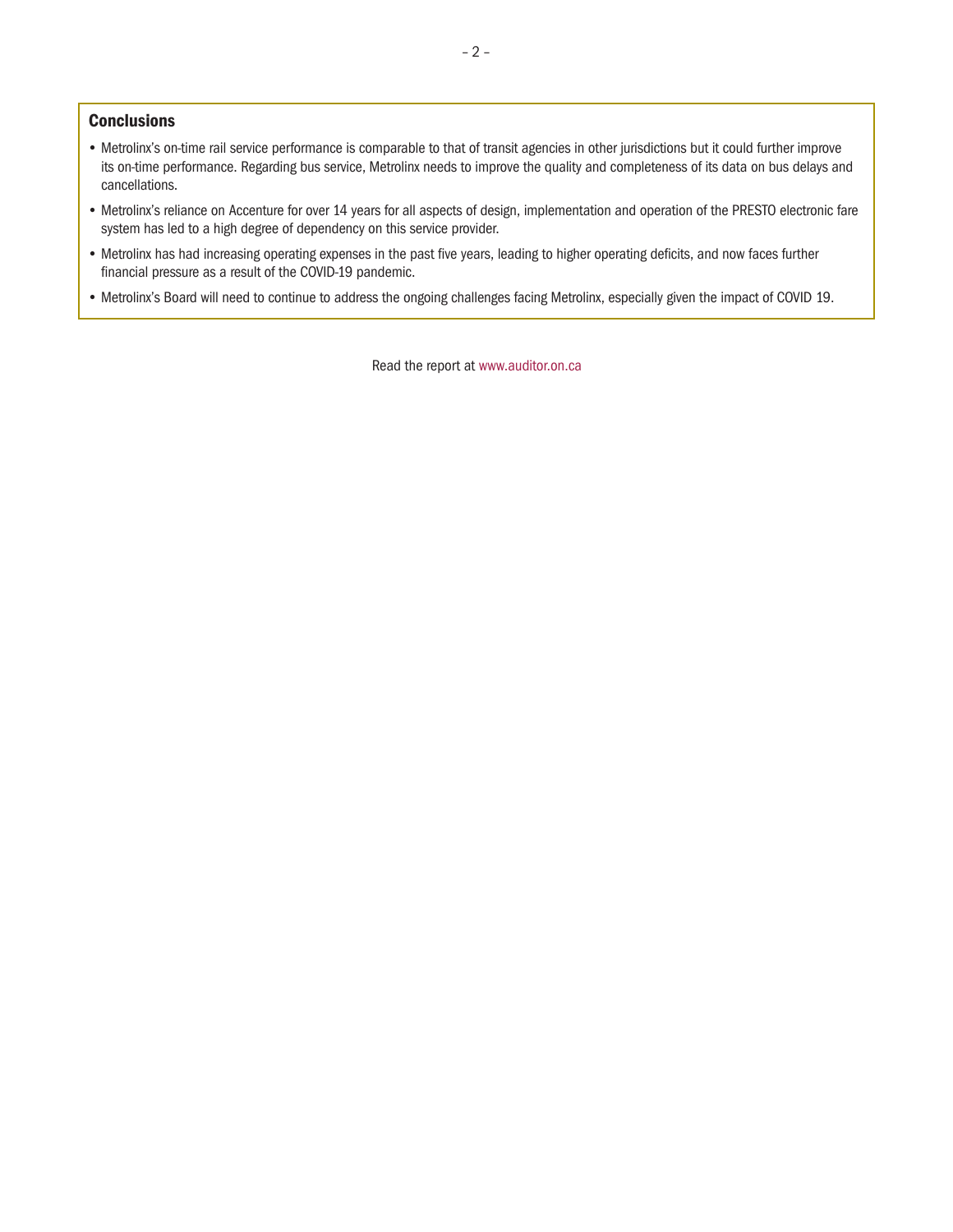## Conclusions

- Metrolinx's on-time rail service performance is comparable to that of transit agencies in other jurisdictions but it could further improve its on-time performance. Regarding bus service, Metrolinx needs to improve the quality and completeness of its data on bus delays and cancellations.
- Metrolinx's reliance on Accenture for over 14 years for all aspects of design, implementation and operation of the PRESTO electronic fare system has led to a high degree of dependency on this service provider.
- Metrolinx has had increasing operating expenses in the past five years, leading to higher operating deficits, and now faces further financial pressure as a result of the COVID-19 pandemic.
- Metrolinx's Board will need to continue to address the ongoing challenges facing Metrolinx, especially given the impact of COVID 19.

Read the report at www.auditor.on.ca